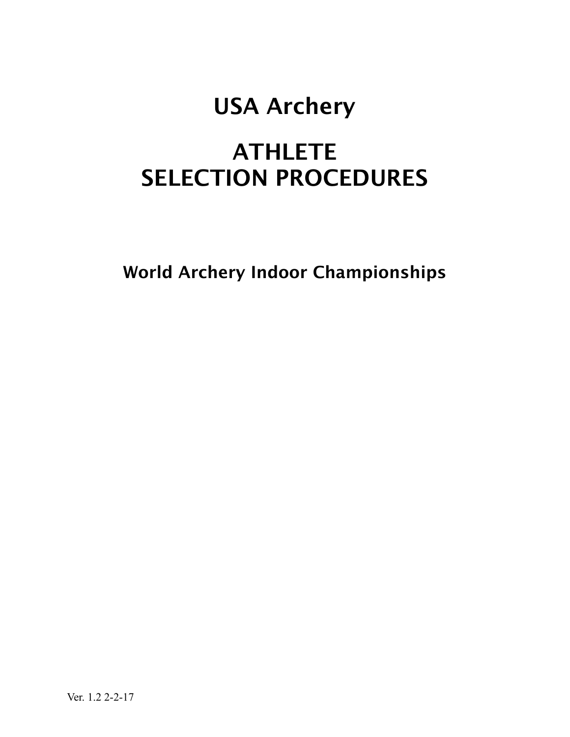# USA Archery

# ATHLETE SELECTION PROCEDURES

## World Archery Indoor Championships

Ver. 1.2 2-2-17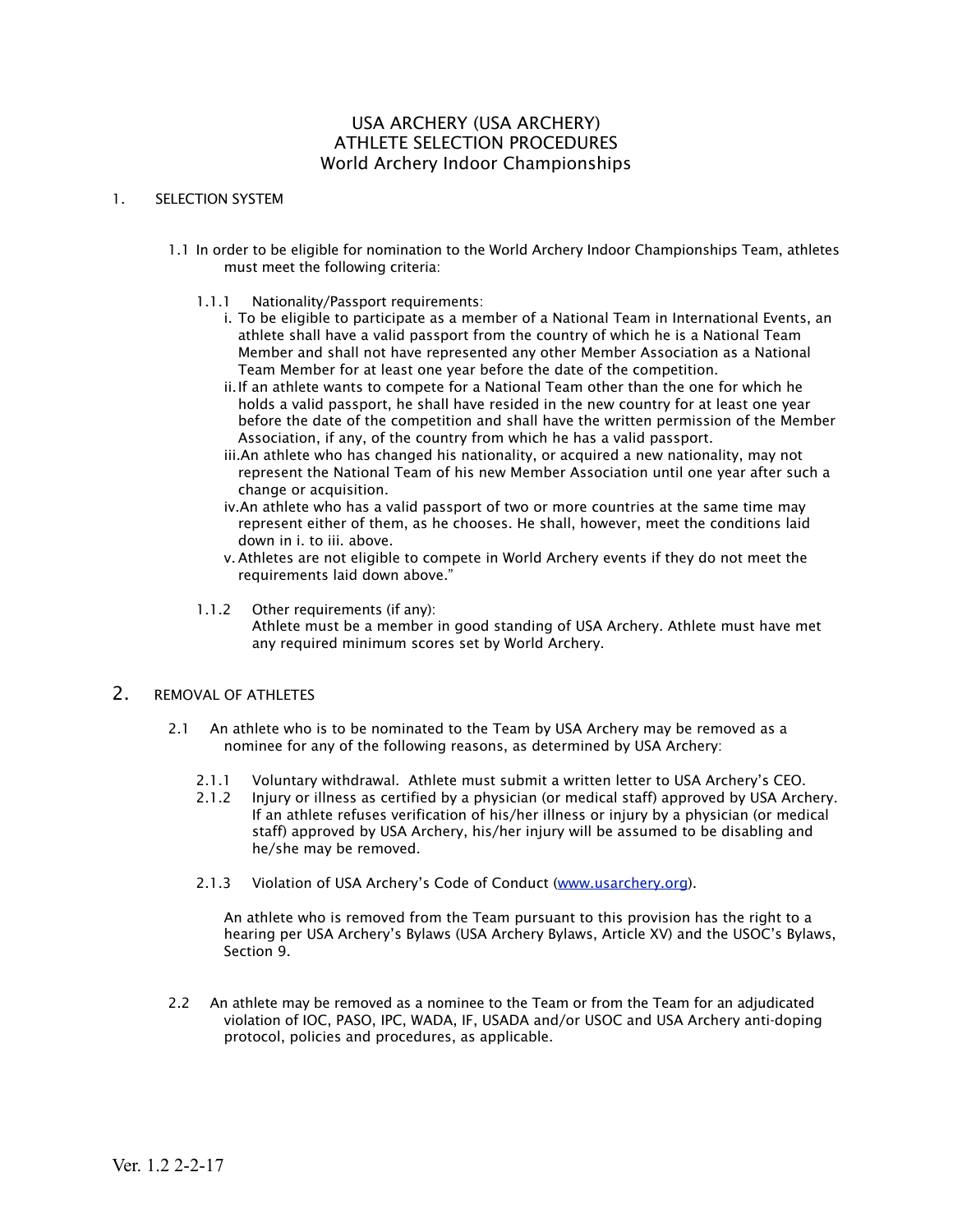# USA ARCHERY (USA ARCHERY)
# ATHLETE SELECTION PROCEDURES
# World Archery Indoor Championships

## 1. SELECTION SYSTEM

1.1 In order to be eligible for nomination to the World Archery Indoor Championships Team, athletes must meet the following criteria:

1.1.1 Nationality/Passport requirements:

i. To be eligible to participate as a member of a National Team in International Events, an athlete shall have a valid passport from the country of which he is a National Team Member and shall not have represented any other Member Association as a National Team Member for at least one year before the date of the competition.

ii. If an athlete wants to compete for a National Team other than the one for which he holds a valid passport, he shall have resided in the new country for at least one year before the date of the competition and shall have the written permission of the Member Association, if any, of the country from which he has a valid passport.

iii. An athlete who has changed his nationality, or acquired a new nationality, may not represent the National Team of his new Member Association until one year after such a change or acquisition.

iv. An athlete who has a valid passport of two or more countries at the same time may represent either of them, as he chooses. He shall, however, meet the conditions laid down in i. to iii. above.

v. Athletes are not eligible to compete in World Archery events if they do not meet the requirements laid down above."

1.1.2 Other requirements (if any):
Athlete must be a member in good standing of USA Archery. Athlete must have met any required minimum scores set by World Archery.

## 2. REMOVAL OF ATHLETES

2.1 An athlete who is to be nominated to the Team by USA Archery may be removed as a nominee for any of the following reasons, as determined by USA Archery:

2.1.1 Voluntary withdrawal. Athlete must submit a written letter to USA Archery's CEO.

2.1.2 Injury or illness as certified by a physician (or medical staff) approved by USA Archery. If an athlete refuses verification of his/her illness or injury by a physician (or medical staff) approved by USA Archery, his/her injury will be assumed to be disabling and he/she may be removed.

2.1.3 Violation of USA Archery's Code of Conduct ([www.usarchery.org](http://www.usarchery.org)).

An athlete who is removed from the Team pursuant to this provision has the right to a hearing per USA Archery's Bylaws (USA Archery Bylaws, Article XV) and the USOC's Bylaws, Section 9.

2.2 An athlete may be removed as a nominee to the Team or from the Team for an adjudicated violation of IOC, PASO, IPC, WADA, IF, USADA and/or USOC and USA Archery anti-doping protocol, policies and procedures, as applicable.

Ver. 1.2 2-2-17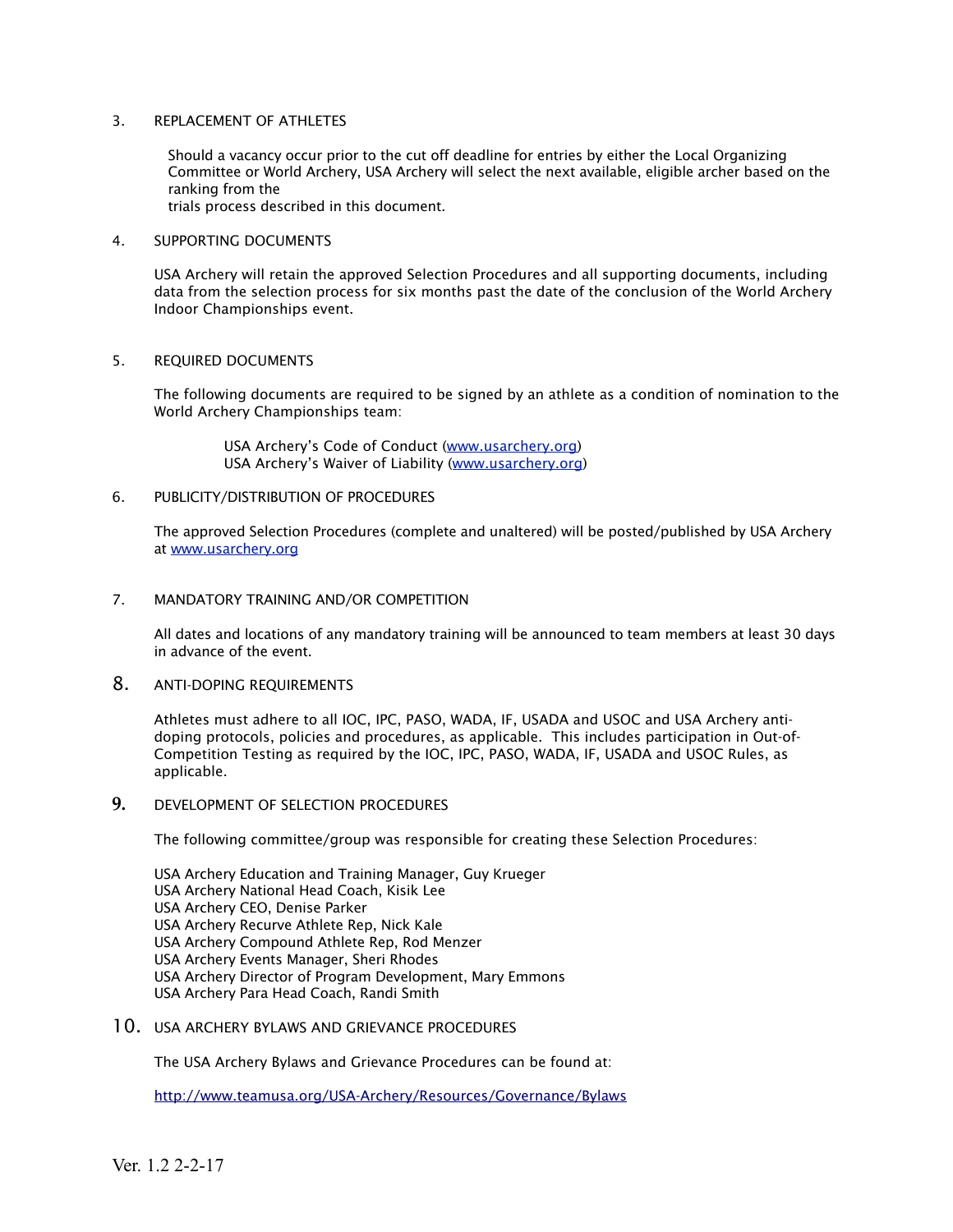## 3. REPLACEMENT OF ATHLETES

Should a vacancy occur prior to the cut off deadline for entries by either the Local Organizing Committee or World Archery, USA Archery will select the next available, eligible archer based on the ranking from the trials process described in this document.

## 4. SUPPORTING DOCUMENTS

USA Archery will retain the approved Selection Procedures and all supporting documents, including data from the selection process for six months past the date of the conclusion of the World Archery Indoor Championships event.

## 5. REQUIRED DOCUMENTS

The following documents are required to be signed by an athlete as a condition of nomination to the World Archery Championships team:

USA Archery's Code of Conduct (www.usarchery.org)
USA Archery's Waiver of Liability (www.usarchery.org)

## 6. PUBLICITY/DISTRIBUTION OF PROCEDURES

The approved Selection Procedures (complete and unaltered) will be posted/published by USA Archery at www.usarchery.org

## 7. MANDATORY TRAINING AND/OR COMPETITION

All dates and locations of any mandatory training will be announced to team members at least 30 days in advance of the event.

## 8. ANTI-DOPING REQUIREMENTS

Athletes must adhere to all IOC, IPC, PASO, WADA, IF, USADA and USOC and USA Archery anti-doping protocols, policies and procedures, as applicable. This includes participation in Out-of-Competition Testing as required by the IOC, IPC, PASO, WADA, IF, USADA and USOC Rules, as applicable.

## 9. DEVELOPMENT OF SELECTION PROCEDURES

The following committee/group was responsible for creating these Selection Procedures:

USA Archery Education and Training Manager, Guy Krueger
USA Archery National Head Coach, Kisik Lee
USA Archery CEO, Denise Parker
USA Archery Recurve Athlete Rep, Nick Kale
USA Archery Compound Athlete Rep, Rod Menzer
USA Archery Events Manager, Sheri Rhodes
USA Archery Director of Program Development, Mary Emmons
USA Archery Para Head Coach, Randi Smith

## 10. USA ARCHERY BYLAWS AND GRIEVANCE PROCEDURES

The USA Archery Bylaws and Grievance Procedures can be found at:

http://www.teamusa.org/USA-Archery/Resources/Governance/Bylaws

Ver. 1.2 2-2-17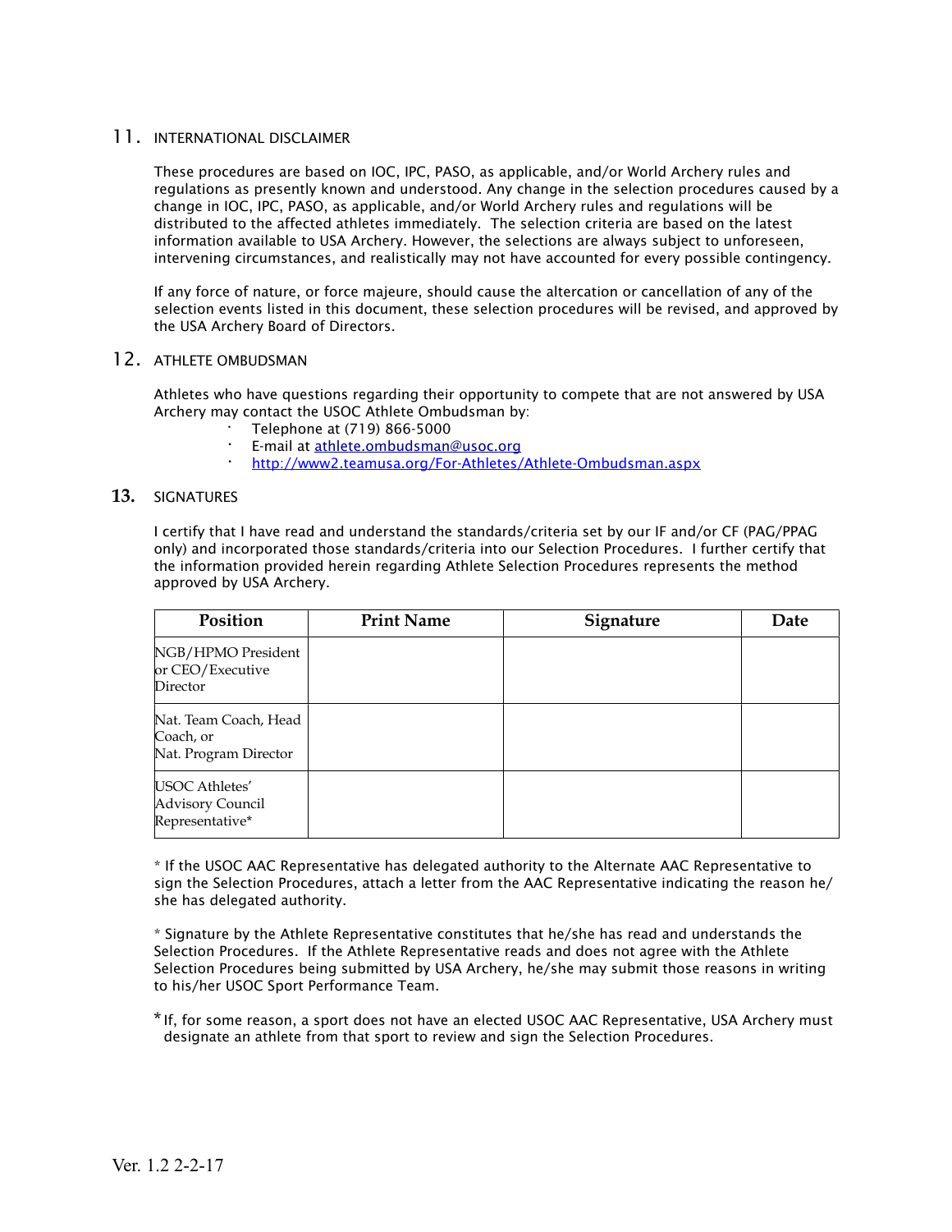## 11. INTERNATIONAL DISCLAIMER

These procedures are based on IOC, IPC, PASO, as applicable, and/or World Archery rules and regulations as presently known and understood. Any change in the selection procedures caused by a change in IOC, IPC, PASO, as applicable, and/or World Archery rules and regulations will be distributed to the affected athletes immediately. The selection criteria are based on the latest information available to USA Archery. However, the selections are always subject to unforeseen, intervening circumstances, and realistically may not have accounted for every possible contingency.

If any force of nature, or force majeure, should cause the altercation or cancellation of any of the selection events listed in this document, these selection procedures will be revised, and approved by the USA Archery Board of Directors.

## 12. ATHLETE OMBUDSMAN

Athletes who have questions regarding their opportunity to compete that are not answered by USA Archery may contact the USOC Athlete Ombudsman by:

- Telephone at (719) 866-5000
- E-mail at athlete.ombudsman@usoc.org
- http://www2.teamusa.org/For-Athletes/Athlete-Ombudsman.aspx

## 13. SIGNATURES

I certify that I have read and understand the standards/criteria set by our IF and/or CF (PAG/PPAG only) and incorporated those standards/criteria into our Selection Procedures. I further certify that the information provided herein regarding Athlete Selection Procedures represents the method approved by USA Archery.

| Position | Print Name | Signature | Date |
|---|---|---|---|
| NGB/HPMO President or CEO/Executive Director | | | |
| Nat. Team Coach, Head Coach, or Nat. Program Director | | | |
| USOC Athletes' Advisory Council Representative* | | | |

* If the USOC AAC Representative has delegated authority to the Alternate AAC Representative to sign the Selection Procedures, attach a letter from the AAC Representative indicating the reason he/she has delegated authority.

* Signature by the Athlete Representative constitutes that he/she has read and understands the Selection Procedures. If the Athlete Representative reads and does not agree with the Athlete Selection Procedures being submitted by USA Archery, he/she may submit those reasons in writing to his/her USOC Sport Performance Team.

* If, for some reason, a sport does not have an elected USOC AAC Representative, USA Archery must designate an athlete from that sport to review and sign the Selection Procedures.

Ver. 1.2 2-2-17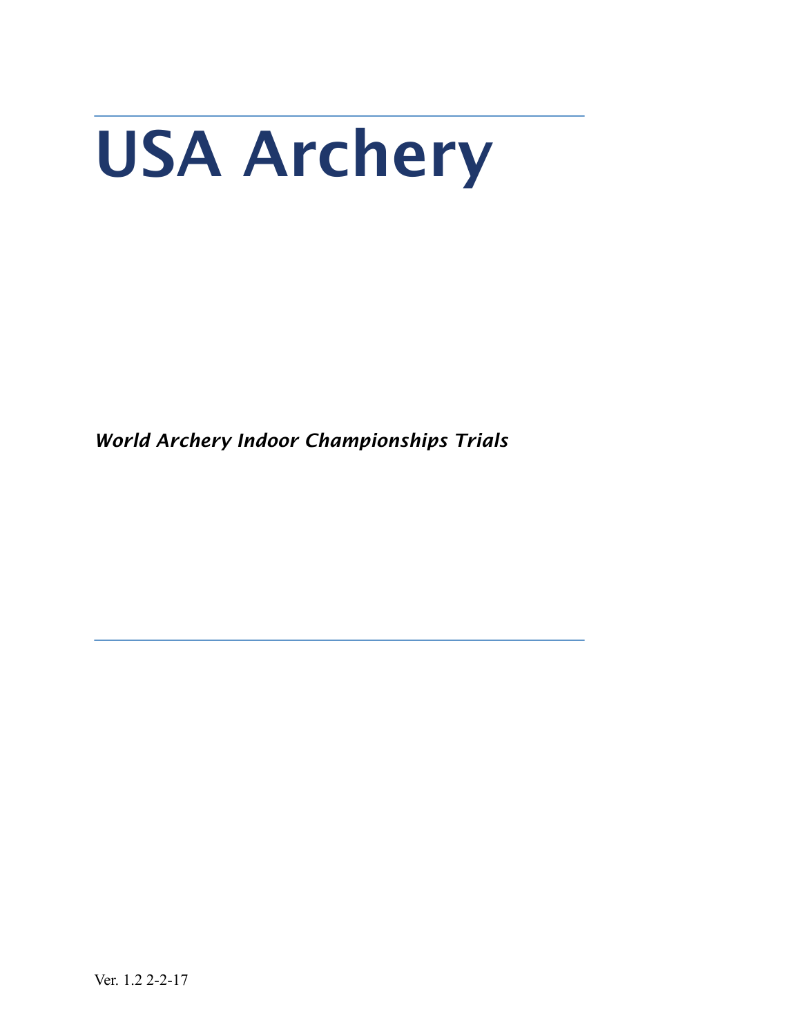# USA Archery

***World Archery Indoor Championships Trials***

Ver. 1.2 2-2-17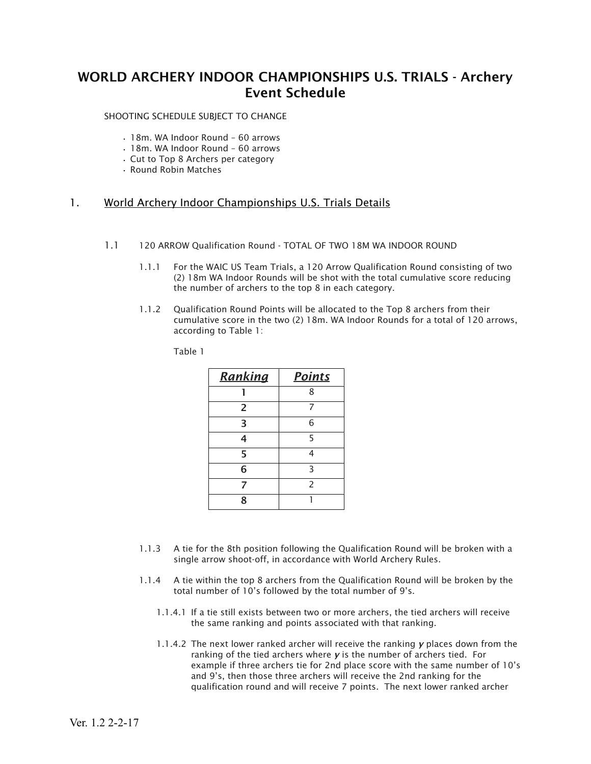# WORLD ARCHERY INDOOR CHAMPIONSHIPS U.S. TRIALS - Archery Event Schedule

SHOOTING SCHEDULE SUBJECT TO CHANGE

- 18m. WA Indoor Round – 60 arrows
- 18m. WA Indoor Round – 60 arrows
- Cut to Top 8 Archers per category
- Round Robin Matches

## 1. World Archery Indoor Championships U.S. Trials Details

### 1.1 120 ARROW Qualification Round - TOTAL OF TWO 18M WA INDOOR ROUND

1.1.1 For the WAIC US Team Trials, a 120 Arrow Qualification Round consisting of two (2) 18m WA Indoor Rounds will be shot with the total cumulative score reducing the number of archers to the top 8 in each category.

1.1.2 Qualification Round Points will be allocated to the Top 8 archers from their cumulative score in the two (2) 18m. WA Indoor Rounds for a total of 120 arrows, according to Table 1:

Table 1

| ***Ranking*** | ***Points*** |
|---|---|
| 1 | 8 |
| 2 | 7 |
| 3 | 6 |
| 4 | 5 |
| 5 | 4 |
| 6 | 3 |
| 7 | 2 |
| 8 | 1 |

1.1.3 A tie for the 8th position following the Qualification Round will be broken with a single arrow shoot-off, in accordance with World Archery Rules.

1.1.4 A tie within the top 8 archers from the Qualification Round will be broken by the total number of 10's followed by the total number of 9's.

1.1.4.1 If a tie still exists between two or more archers, the tied archers will receive the same ranking and points associated with that ranking.

1.1.4.2 The next lower ranked archer will receive the ranking ***y*** places down from the ranking of the tied archers where ***y*** is the number of archers tied. For example if three archers tie for 2nd place score with the same number of 10's and 9's, then those three archers will receive the 2nd ranking for the qualification round and will receive 7 points. The next lower ranked archer

Ver. 1.2 2-2-17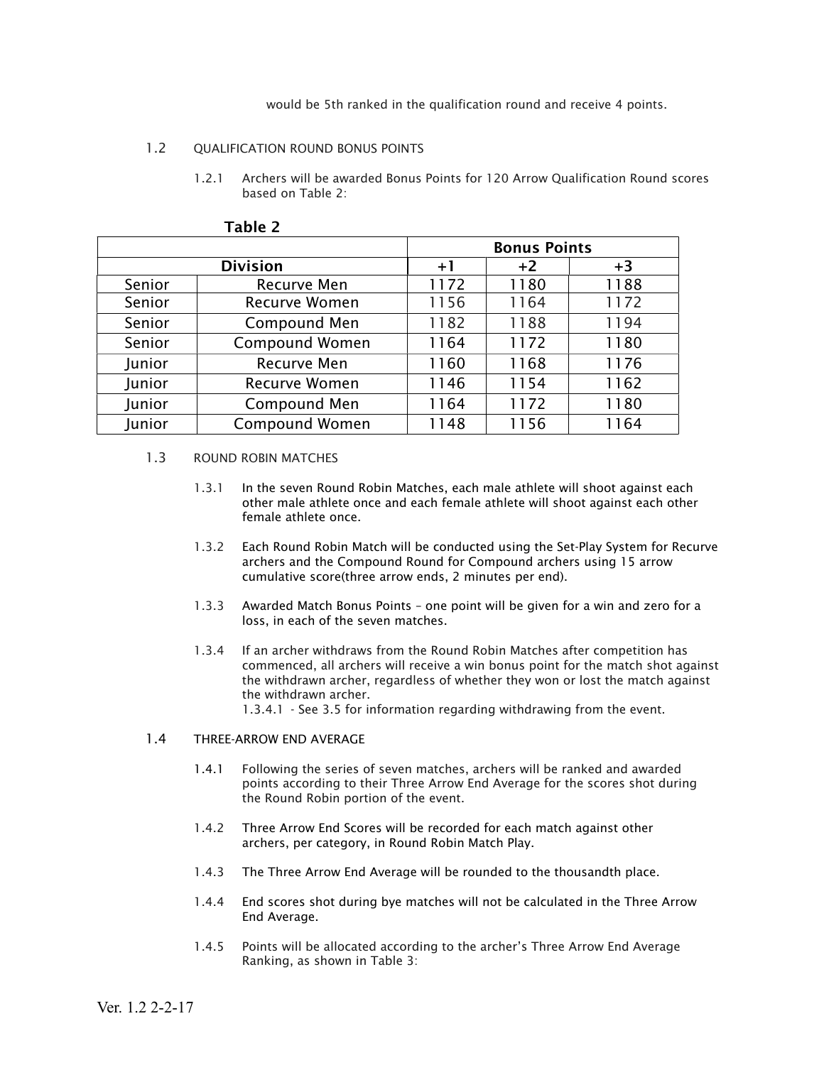would be 5th ranked in the qualification round and receive 4 points.

### 1.2 QUALIFICATION ROUND BONUS POINTS

1.2.1 Archers will be awarded Bonus Points for 120 Arrow Qualification Round scores based on Table 2:

**Table 2**

| | | Bonus Points | | |
|---|---|---|---|---|
| Division | | +1 | +2 | +3 |
| Senior | Recurve Men | 1172 | 1180 | 1188 |
| Senior | Recurve Women | 1156 | 1164 | 1172 |
| Senior | Compound Men | 1182 | 1188 | 1194 |
| Senior | Compound Women | 1164 | 1172 | 1180 |
| Junior | Recurve Men | 1160 | 1168 | 1176 |
| Junior | Recurve Women | 1146 | 1154 | 1162 |
| Junior | Compound Men | 1164 | 1172 | 1180 |
| Junior | Compound Women | 1148 | 1156 | 1164 |

### 1.3 ROUND ROBIN MATCHES

1.3.1 In the seven Round Robin Matches, each male athlete will shoot against each other male athlete once and each female athlete will shoot against each other female athlete once.

1.3.2 Each Round Robin Match will be conducted using the Set-Play System for Recurve archers and the Compound Round for Compound archers using 15 arrow cumulative score(three arrow ends, 2 minutes per end).

1.3.3 Awarded Match Bonus Points – one point will be given for a win and zero for a loss, in each of the seven matches.

1.3.4 If an archer withdraws from the Round Robin Matches after competition has commenced, all archers will receive a win bonus point for the match shot against the withdrawn archer, regardless of whether they won or lost the match against the withdrawn archer.
1.3.4.1 - See 3.5 for information regarding withdrawing from the event.

### 1.4 THREE-ARROW END AVERAGE

1.4.1 Following the series of seven matches, archers will be ranked and awarded points according to their Three Arrow End Average for the scores shot during the Round Robin portion of the event.

1.4.2 Three Arrow End Scores will be recorded for each match against other archers, per category, in Round Robin Match Play.

1.4.3 The Three Arrow End Average will be rounded to the thousandth place.

1.4.4 End scores shot during bye matches will not be calculated in the Three Arrow End Average.

1.4.5 Points will be allocated according to the archer's Three Arrow End Average Ranking, as shown in Table 3: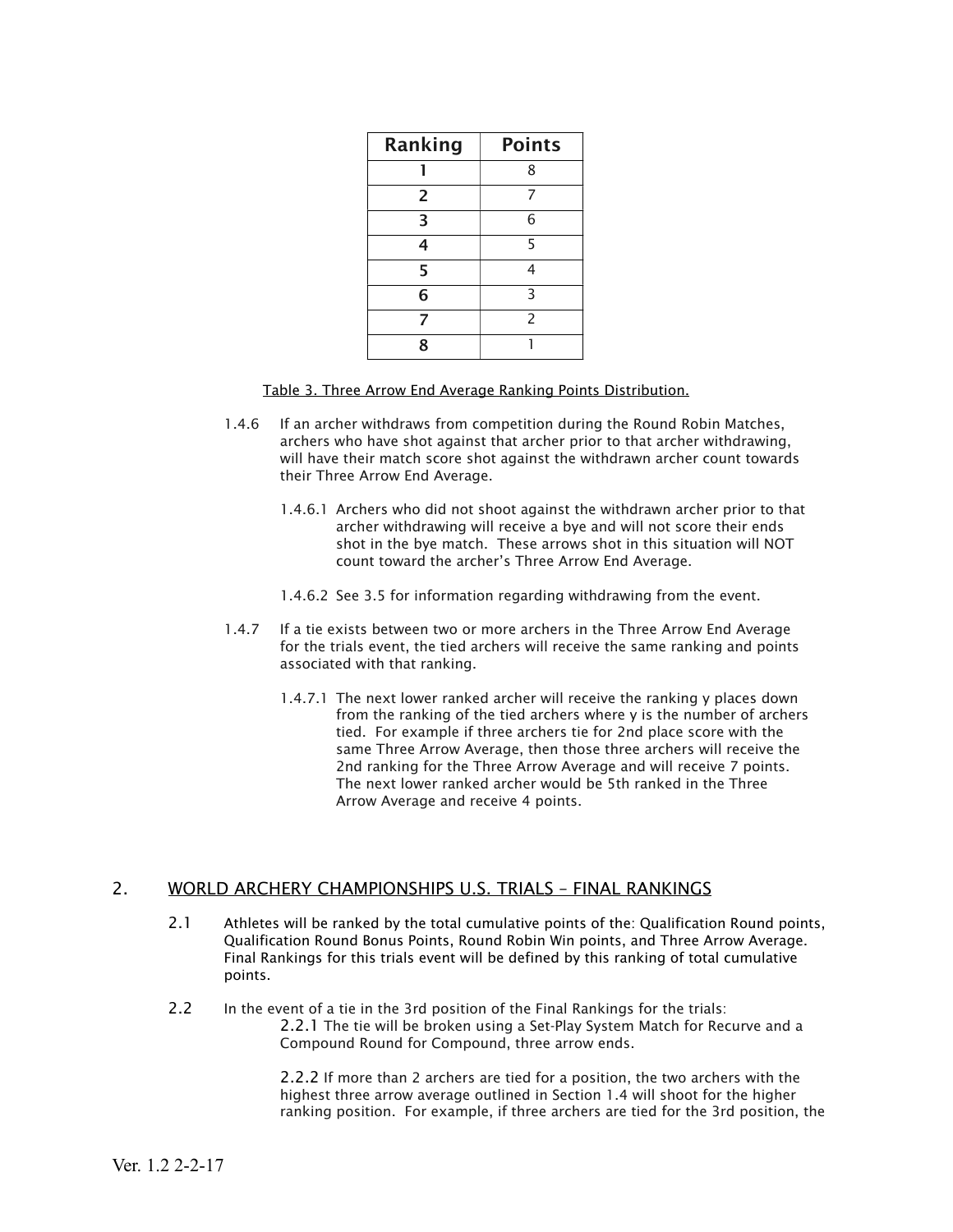| Ranking | Points |
| --- | --- |
| 1 | 8 |
| 2 | 7 |
| 3 | 6 |
| 4 | 5 |
| 5 | 4 |
| 6 | 3 |
| 7 | 2 |
| 8 | 1 |

Table 3. Three Arrow End Average Ranking Points Distribution.

1.4.6 If an archer withdraws from competition during the Round Robin Matches, archers who have shot against that archer prior to that archer withdrawing, will have their match score shot against the withdrawn archer count towards their Three Arrow End Average.

1.4.6.1 Archers who did not shoot against the withdrawn archer prior to that archer withdrawing will receive a bye and will not score their ends shot in the bye match. These arrows shot in this situation will NOT count toward the archer's Three Arrow End Average.

1.4.6.2 See 3.5 for information regarding withdrawing from the event.

1.4.7 If a tie exists between two or more archers in the Three Arrow End Average for the trials event, the tied archers will receive the same ranking and points associated with that ranking.

1.4.7.1 The next lower ranked archer will receive the ranking y places down from the ranking of the tied archers where y is the number of archers tied. For example if three archers tie for 2nd place score with the same Three Arrow Average, then those three archers will receive the 2nd ranking for the Three Arrow Average and will receive 7 points. The next lower ranked archer would be 5th ranked in the Three Arrow Average and receive 4 points.

## 2. WORLD ARCHERY CHAMPIONSHIPS U.S. TRIALS – FINAL RANKINGS

2.1 Athletes will be ranked by the total cumulative points of the: Qualification Round points, Qualification Round Bonus Points, Round Robin Win points, and Three Arrow Average. Final Rankings for this trials event will be defined by this ranking of total cumulative points.

2.2 In the event of a tie in the 3rd position of the Final Rankings for the trials:

2.2.1 The tie will be broken using a Set-Play System Match for Recurve and a Compound Round for Compound, three arrow ends.

2.2.2 If more than 2 archers are tied for a position, the two archers with the highest three arrow average outlined in Section 1.4 will shoot for the higher ranking position. For example, if three archers are tied for the 3rd position, the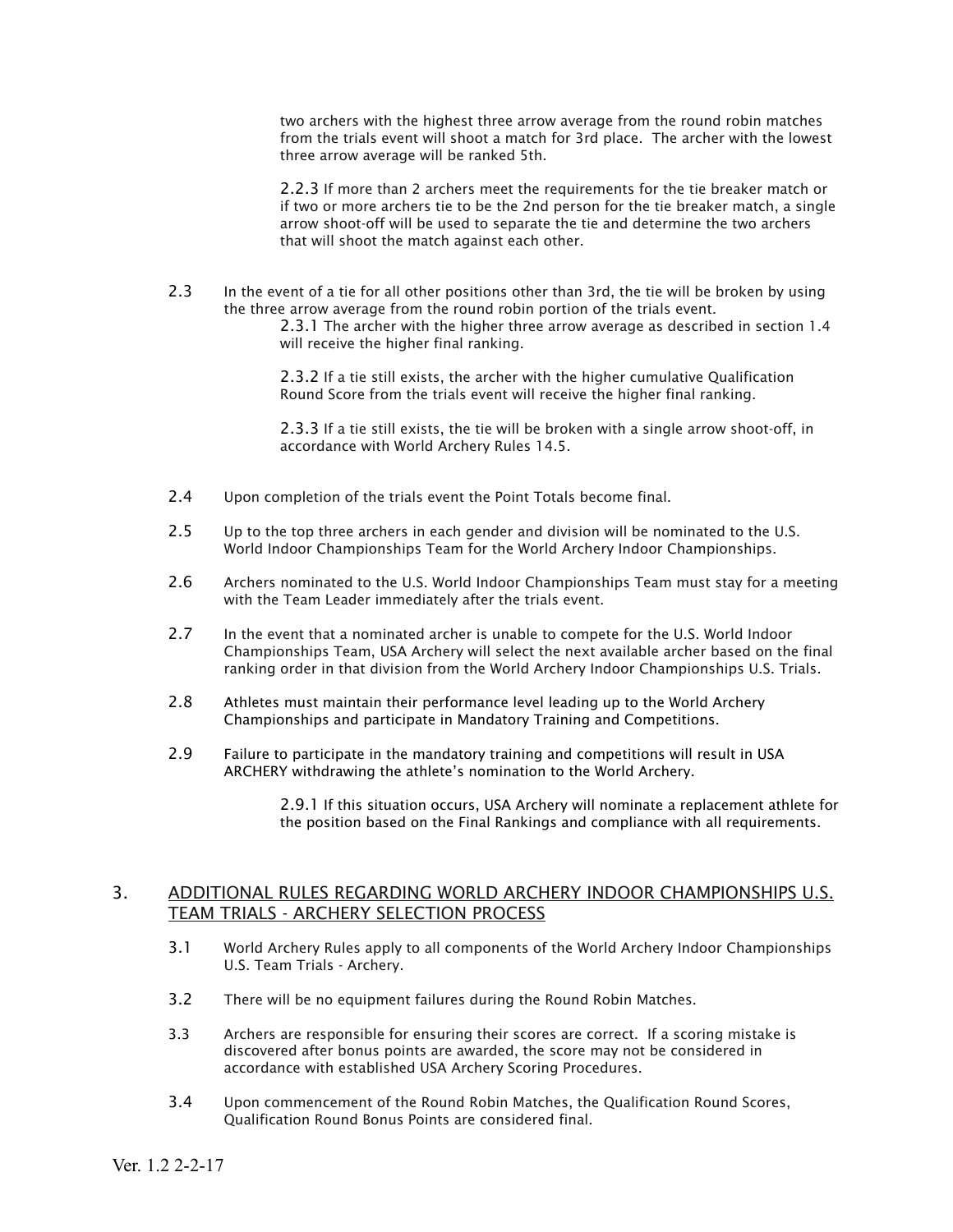two archers with the highest three arrow average from the round robin matches from the trials event will shoot a match for 3rd place. The archer with the lowest three arrow average will be ranked 5th.

2.2.3 If more than 2 archers meet the requirements for the tie breaker match or if two or more archers tie to be the 2nd person for the tie breaker match, a single arrow shoot-off will be used to separate the tie and determine the two archers that will shoot the match against each other.

2.3 In the event of a tie for all other positions other than 3rd, the tie will be broken by using the three arrow average from the round robin portion of the trials event.

2.3.1 The archer with the higher three arrow average as described in section 1.4 will receive the higher final ranking.

2.3.2 If a tie still exists, the archer with the higher cumulative Qualification Round Score from the trials event will receive the higher final ranking.

2.3.3 If a tie still exists, the tie will be broken with a single arrow shoot-off, in accordance with World Archery Rules 14.5.

2.4 Upon completion of the trials event the Point Totals become final.

2.5 Up to the top three archers in each gender and division will be nominated to the U.S. World Indoor Championships Team for the World Archery Indoor Championships.

2.6 Archers nominated to the U.S. World Indoor Championships Team must stay for a meeting with the Team Leader immediately after the trials event.

2.7 In the event that a nominated archer is unable to compete for the U.S. World Indoor Championships Team, USA Archery will select the next available archer based on the final ranking order in that division from the World Archery Indoor Championships U.S. Trials.

2.8 Athletes must maintain their performance level leading up to the World Archery Championships and participate in Mandatory Training and Competitions.

2.9 Failure to participate in the mandatory training and competitions will result in USA ARCHERY withdrawing the athlete's nomination to the World Archery.

2.9.1 If this situation occurs, USA Archery will nominate a replacement athlete for the position based on the Final Rankings and compliance with all requirements.

## 3. ADDITIONAL RULES REGARDING WORLD ARCHERY INDOOR CHAMPIONSHIPS U.S. TEAM TRIALS - ARCHERY SELECTION PROCESS

3.1 World Archery Rules apply to all components of the World Archery Indoor Championships U.S. Team Trials - Archery.

3.2 There will be no equipment failures during the Round Robin Matches.

3.3 Archers are responsible for ensuring their scores are correct. If a scoring mistake is discovered after bonus points are awarded, the score may not be considered in accordance with established USA Archery Scoring Procedures.

3.4 Upon commencement of the Round Robin Matches, the Qualification Round Scores, Qualification Round Bonus Points are considered final.

Ver. 1.2 2-2-17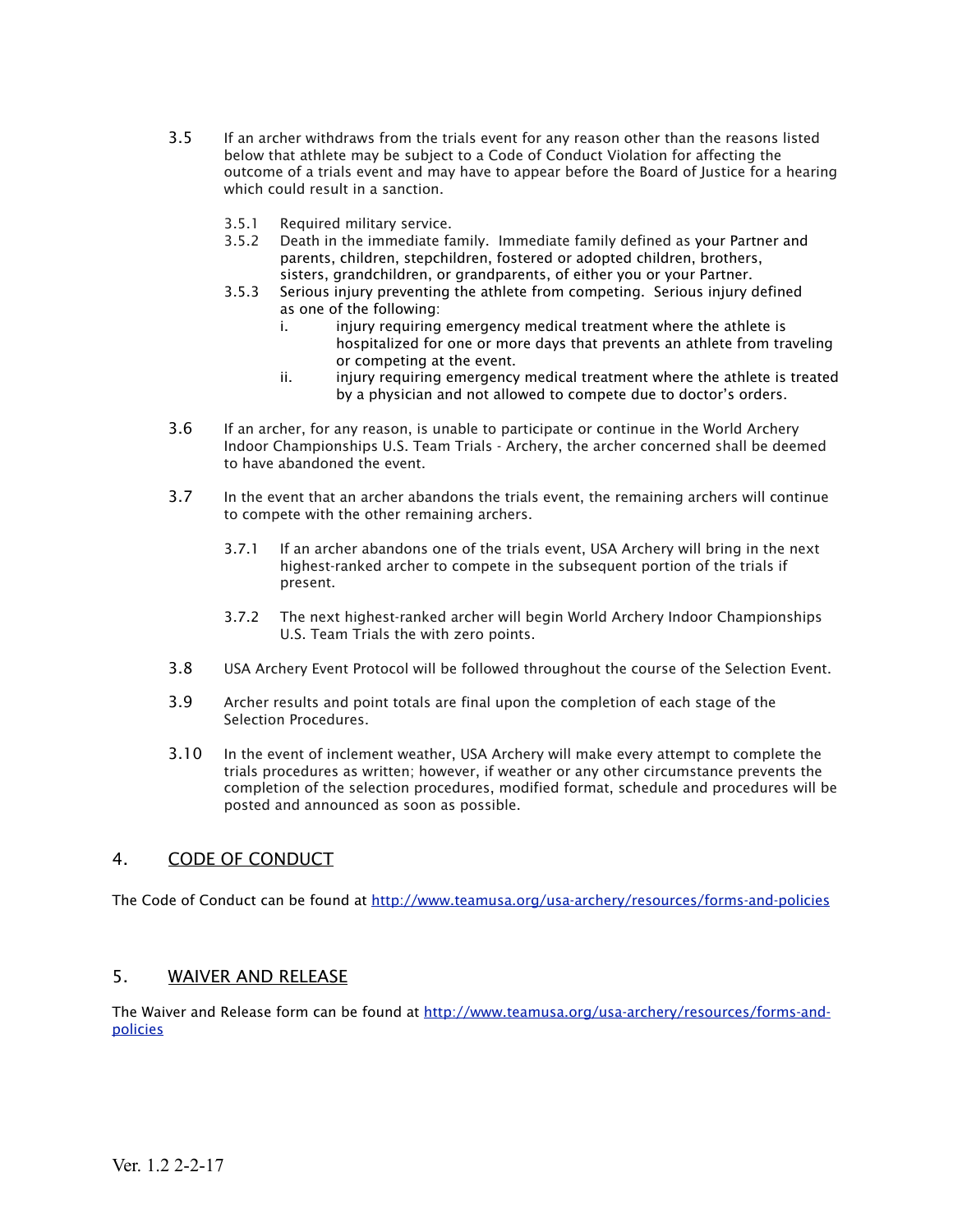3.5 If an archer withdraws from the trials event for any reason other than the reasons listed below that athlete may be subject to a Code of Conduct Violation for affecting the outcome of a trials event and may have to appear before the Board of Justice for a hearing which could result in a sanction.

- 3.5.1 Required military service.
- 3.5.2 Death in the immediate family. Immediate family defined as your Partner and parents, children, stepchildren, fostered or adopted children, brothers, sisters, grandchildren, or grandparents, of either you or your Partner.
- 3.5.3 Serious injury preventing the athlete from competing. Serious injury defined as one of the following:
  - i. injury requiring emergency medical treatment where the athlete is hospitalized for one or more days that prevents an athlete from traveling or competing at the event.
  - ii. injury requiring emergency medical treatment where the athlete is treated by a physician and not allowed to compete due to doctor's orders.

3.6 If an archer, for any reason, is unable to participate or continue in the World Archery Indoor Championships U.S. Team Trials - Archery, the archer concerned shall be deemed to have abandoned the event.

3.7 In the event that an archer abandons the trials event, the remaining archers will continue to compete with the other remaining archers.

- 3.7.1 If an archer abandons one of the trials event, USA Archery will bring in the next highest-ranked archer to compete in the subsequent portion of the trials if present.
- 3.7.2 The next highest-ranked archer will begin World Archery Indoor Championships U.S. Team Trials the with zero points.

3.8 USA Archery Event Protocol will be followed throughout the course of the Selection Event.

3.9 Archer results and point totals are final upon the completion of each stage of the Selection Procedures.

3.10 In the event of inclement weather, USA Archery will make every attempt to complete the trials procedures as written; however, if weather or any other circumstance prevents the completion of the selection procedures, modified format, schedule and procedures will be posted and announced as soon as possible.

## 4. CODE OF CONDUCT

The Code of Conduct can be found at http://www.teamusa.org/usa-archery/resources/forms-and-policies

## 5. WAIVER AND RELEASE

The Waiver and Release form can be found at http://www.teamusa.org/usa-archery/resources/forms-and-policies

Ver. 1.2 2-2-17